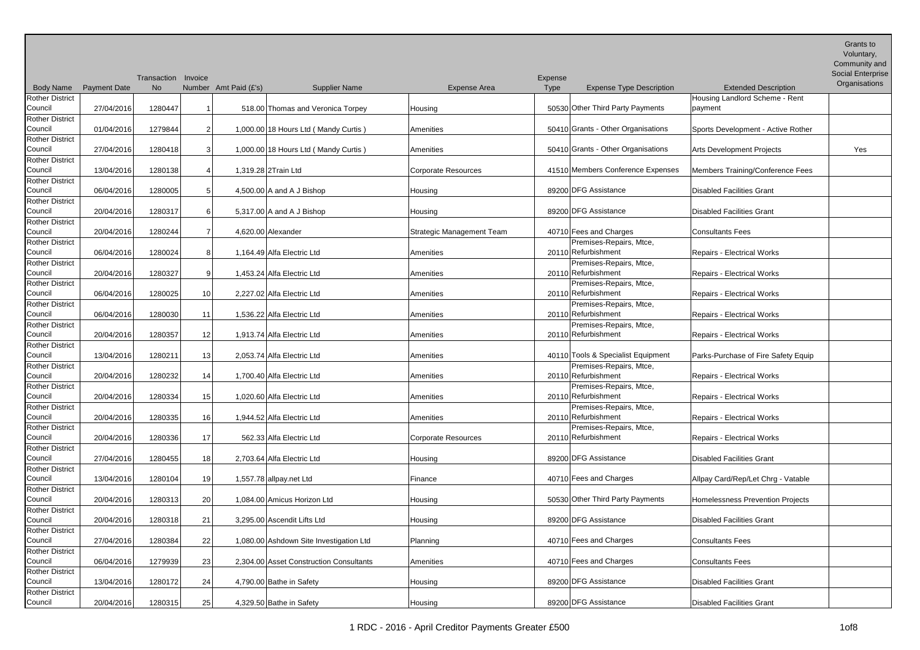| Body Name | Payment Date | Transaction No | Invoice Number | Amt Paid (£'s) | Supplier Name | Expense Area | Expense Type | Expense Type Description | Extended Description | Grants to Voluntary, Community and Social Enterprise Organisations |
|---|---|---|---|---|---|---|---|---|---|---|
| Rother District Council | 27/04/2016 | 1280447 | 1 | 518.00 | Thomas and Veronica Torpey | Housing | 50530 | Other Third Party Payments | Housing Landlord Scheme - Rent payment | |
| Rother District Council | 01/04/2016 | 1279844 | 2 | 1,000.00 | 18 Hours Ltd ( Mandy Curtis ) | Amenities | 50410 | Grants - Other Organisations | Sports Development - Active Rother | |
| Rother District Council | 27/04/2016 | 1280418 | 3 | 1,000.00 | 18 Hours Ltd ( Mandy Curtis ) | Amenities | 50410 | Grants - Other Organisations | Arts Development Projects | Yes |
| Rother District Council | 13/04/2016 | 1280138 | 4 | 1,319.28 | 2Train Ltd | Corporate Resources | 41510 | Members Conference Expenses | Members Training/Conference Fees | |
| Rother District Council | 06/04/2016 | 1280005 | 5 | 4,500.00 | A and A J Bishop | Housing | 89200 | DFG Assistance | Disabled Facilities Grant | |
| Rother District Council | 20/04/2016 | 1280317 | 6 | 5,317.00 | A and A J Bishop | Housing | 89200 | DFG Assistance | Disabled Facilities Grant | |
| Rother District Council | 20/04/2016 | 1280244 | 7 | 4,620.00 | Alexander | Strategic Management Team | 40710 | Fees and Charges | Consultants Fees | |
| Rother District Council | 06/04/2016 | 1280024 | 8 | 1,164.49 | Alfa Electric Ltd | Amenities | 20110 | Premises-Repairs, Mtce, Refurbishment | Repairs - Electrical Works | |
| Rother District Council | 20/04/2016 | 1280327 | 9 | 1,453.24 | Alfa Electric Ltd | Amenities | 20110 | Premises-Repairs, Mtce, Refurbishment | Repairs - Electrical Works | |
| Rother District Council | 06/04/2016 | 1280025 | 10 | 2,227.02 | Alfa Electric Ltd | Amenities | 20110 | Premises-Repairs, Mtce, Refurbishment | Repairs - Electrical Works | |
| Rother District Council | 06/04/2016 | 1280030 | 11 | 1,536.22 | Alfa Electric Ltd | Amenities | 20110 | Premises-Repairs, Mtce, Refurbishment | Repairs - Electrical Works | |
| Rother District Council | 20/04/2016 | 1280357 | 12 | 1,913.74 | Alfa Electric Ltd | Amenities | 20110 | Premises-Repairs, Mtce, Refurbishment | Repairs - Electrical Works | |
| Rother District Council | 13/04/2016 | 1280211 | 13 | 2,053.74 | Alfa Electric Ltd | Amenities | 40110 | Tools & Specialist Equipment | Parks-Purchase of Fire Safety Equip | |
| Rother District Council | 20/04/2016 | 1280232 | 14 | 1,700.40 | Alfa Electric Ltd | Amenities | 20110 | Premises-Repairs, Mtce, Refurbishment | Repairs - Electrical Works | |
| Rother District Council | 20/04/2016 | 1280334 | 15 | 1,020.60 | Alfa Electric Ltd | Amenities | 20110 | Premises-Repairs, Mtce, Refurbishment | Repairs - Electrical Works | |
| Rother District Council | 20/04/2016 | 1280335 | 16 | 1,944.52 | Alfa Electric Ltd | Amenities | 20110 | Premises-Repairs, Mtce, Refurbishment | Repairs - Electrical Works | |
| Rother District Council | 20/04/2016 | 1280336 | 17 | 562.33 | Alfa Electric Ltd | Corporate Resources | 20110 | Premises-Repairs, Mtce, Refurbishment | Repairs - Electrical Works | |
| Rother District Council | 27/04/2016 | 1280455 | 18 | 2,703.64 | Alfa Electric Ltd | Housing | 89200 | DFG Assistance | Disabled Facilities Grant | |
| Rother District Council | 13/04/2016 | 1280104 | 19 | 1,557.78 | allpay.net Ltd | Finance | 40710 | Fees and Charges | Allpay Card/Rep/Let Chrg - Vatable | |
| Rother District Council | 20/04/2016 | 1280313 | 20 | 1,084.00 | Amicus Horizon Ltd | Housing | 50530 | Other Third Party Payments | Homelessness Prevention Projects | |
| Rother District Council | 20/04/2016 | 1280318 | 21 | 3,295.00 | Ascendit Lifts Ltd | Housing | 89200 | DFG Assistance | Disabled Facilities Grant | |
| Rother District Council | 27/04/2016 | 1280384 | 22 | 1,080.00 | Ashdown Site Investigation Ltd | Planning | 40710 | Fees and Charges | Consultants Fees | |
| Rother District Council | 06/04/2016 | 1279939 | 23 | 2,304.00 | Asset Construction Consultants | Amenities | 40710 | Fees and Charges | Consultants Fees | |
| Rother District Council | 13/04/2016 | 1280172 | 24 | 4,790.00 | Bathe in Safety | Housing | 89200 | DFG Assistance | Disabled Facilities Grant | |
| Rother District Council | 20/04/2016 | 1280315 | 25 | 4,329.50 | Bathe in Safety | Housing | 89200 | DFG Assistance | Disabled Facilities Grant | |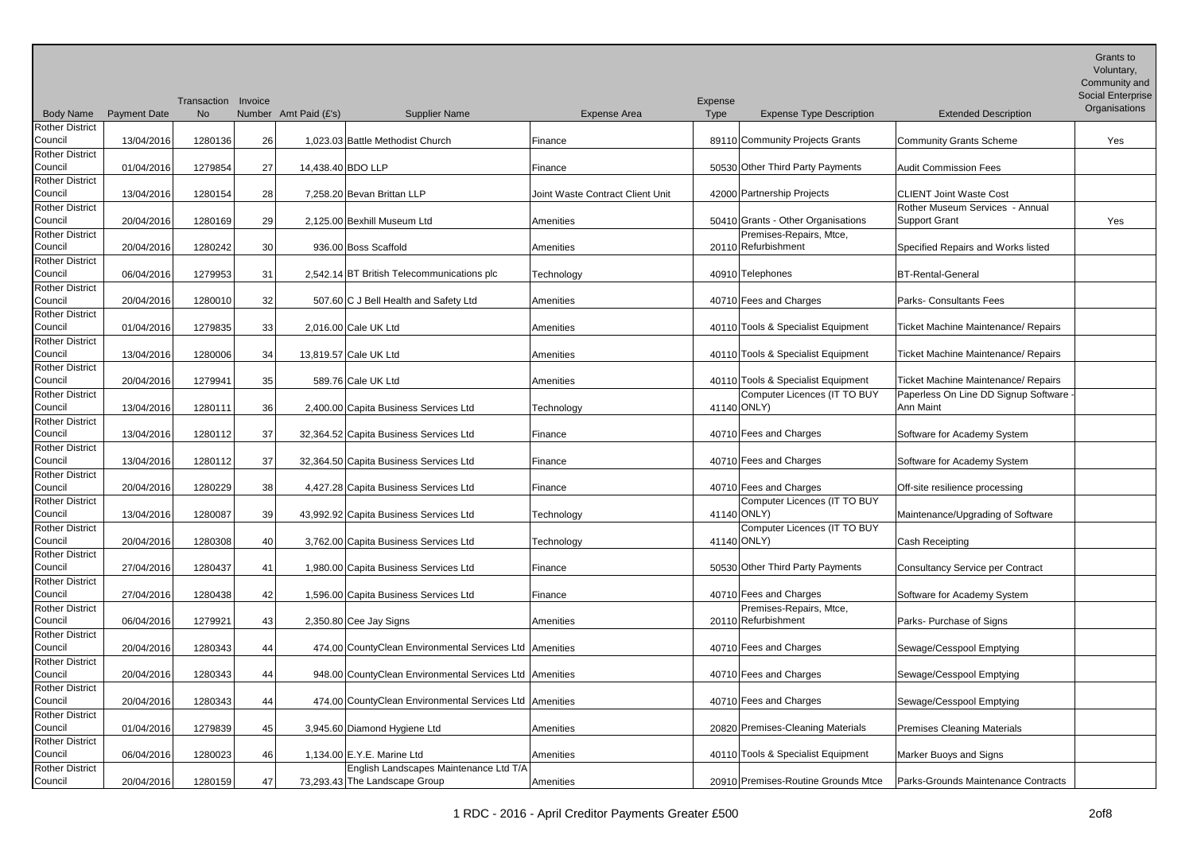| Body Name | Payment Date | Transaction No | Invoice Number | Amt Paid (£'s) | Supplier Name | Expense Area | Expense Type | Expense Type Description | Extended Description | Grants to Voluntary, Community and Social Enterprise Organisations |
|---|---|---|---|---|---|---|---|---|---|---|
| Rother District Council | 13/04/2016 | 1280136 | 26 | 1,023.03 | Battle Methodist Church | Finance | 89110 | Community Projects Grants | Community Grants Scheme | Yes |
| Rother District Council | 01/04/2016 | 1279854 | 27 | 14,438.40 | BDO LLP | Finance | 50530 | Other Third Party Payments | Audit Commission Fees | |
| Rother District Council | 13/04/2016 | 1280154 | 28 | 7,258.20 | Bevan Brittan LLP | Joint Waste Contract Client Unit | 42000 | Partnership Projects | CLIENT Joint Waste Cost | |
| Rother District Council | 20/04/2016 | 1280169 | 29 | 2,125.00 | Bexhill Museum Ltd | Amenities | 50410 | Grants - Other Organisations | Rother Museum Services - Annual Support Grant | Yes |
| Rother District Council | 20/04/2016 | 1280242 | 30 | 936.00 | Boss Scaffold | Amenities | 20110 | Premises-Repairs, Mtce, Refurbishment | Specified Repairs and Works listed | |
| Rother District Council | 06/04/2016 | 1279953 | 31 | 2,542.14 | BT British Telecommunications plc | Technology | 40910 | Telephones | BT-Rental-General | |
| Rother District Council | 20/04/2016 | 1280010 | 32 | 507.60 | C J Bell Health and Safety Ltd | Amenities | 40710 | Fees and Charges | Parks- Consultants Fees | |
| Rother District Council | 01/04/2016 | 1279835 | 33 | 2,016.00 | Cale UK Ltd | Amenities | 40110 | Tools & Specialist Equipment | Ticket Machine Maintenance/ Repairs | |
| Rother District Council | 13/04/2016 | 1280006 | 34 | 13,819.57 | Cale UK Ltd | Amenities | 40110 | Tools & Specialist Equipment | Ticket Machine Maintenance/ Repairs | |
| Rother District Council | 20/04/2016 | 1279941 | 35 | 589.76 | Cale UK Ltd | Amenities | 40110 | Tools & Specialist Equipment | Ticket Machine Maintenance/ Repairs | |
| Rother District Council | 13/04/2016 | 1280111 | 36 | 2,400.00 | Capita Business Services Ltd | Technology | 41140 | Computer Licences (IT TO BUY ONLY) | Paperless On Line DD Signup Software - Ann Maint | |
| Rother District Council | 13/04/2016 | 1280112 | 37 | 32,364.52 | Capita Business Services Ltd | Finance | 40710 | Fees and Charges | Software for Academy System | |
| Rother District Council | 13/04/2016 | 1280112 | 37 | 32,364.50 | Capita Business Services Ltd | Finance | 40710 | Fees and Charges | Software for Academy System | |
| Rother District Council | 20/04/2016 | 1280229 | 38 | 4,427.28 | Capita Business Services Ltd | Finance | 40710 | Fees and Charges | Off-site resilience processing | |
| Rother District Council | 13/04/2016 | 1280087 | 39 | 43,992.92 | Capita Business Services Ltd | Technology | 41140 | Computer Licences (IT TO BUY ONLY) | Maintenance/Upgrading of Software | |
| Rother District Council | 20/04/2016 | 1280308 | 40 | 3,762.00 | Capita Business Services Ltd | Technology | 41140 | Computer Licences (IT TO BUY ONLY) | Cash Receipting | |
| Rother District Council | 27/04/2016 | 1280437 | 41 | 1,980.00 | Capita Business Services Ltd | Finance | 50530 | Other Third Party Payments | Consultancy Service per Contract | |
| Rother District Council | 27/04/2016 | 1280438 | 42 | 1,596.00 | Capita Business Services Ltd | Finance | 40710 | Fees and Charges | Software for Academy System | |
| Rother District Council | 06/04/2016 | 1279921 | 43 | 2,350.80 | Cee Jay Signs | Amenities | 20110 | Premises-Repairs, Mtce, Refurbishment | Parks- Purchase of Signs | |
| Rother District Council | 20/04/2016 | 1280343 | 44 | 474.00 | CountyClean Environmental Services Ltd | Amenities | 40710 | Fees and Charges | Sewage/Cesspool Emptying | |
| Rother District Council | 20/04/2016 | 1280343 | 44 | 948.00 | CountyClean Environmental Services Ltd | Amenities | 40710 | Fees and Charges | Sewage/Cesspool Emptying | |
| Rother District Council | 20/04/2016 | 1280343 | 44 | 474.00 | CountyClean Environmental Services Ltd | Amenities | 40710 | Fees and Charges | Sewage/Cesspool Emptying | |
| Rother District Council | 01/04/2016 | 1279839 | 45 | 3,945.60 | Diamond Hygiene Ltd | Amenities | 20820 | Premises-Cleaning Materials | Premises Cleaning Materials | |
| Rother District Council | 06/04/2016 | 1280023 | 46 | 1,134.00 | E.Y.E. Marine Ltd | Amenities | 40110 | Tools & Specialist Equipment | Marker Buoys and Signs | |
| Rother District Council | 20/04/2016 | 1280159 | 47 | 73,293.43 | English Landscapes Maintenance Ltd T/A The Landscape Group | Amenities | 20910 | Premises-Routine Grounds Mtce | Parks-Grounds Maintenance Contracts | |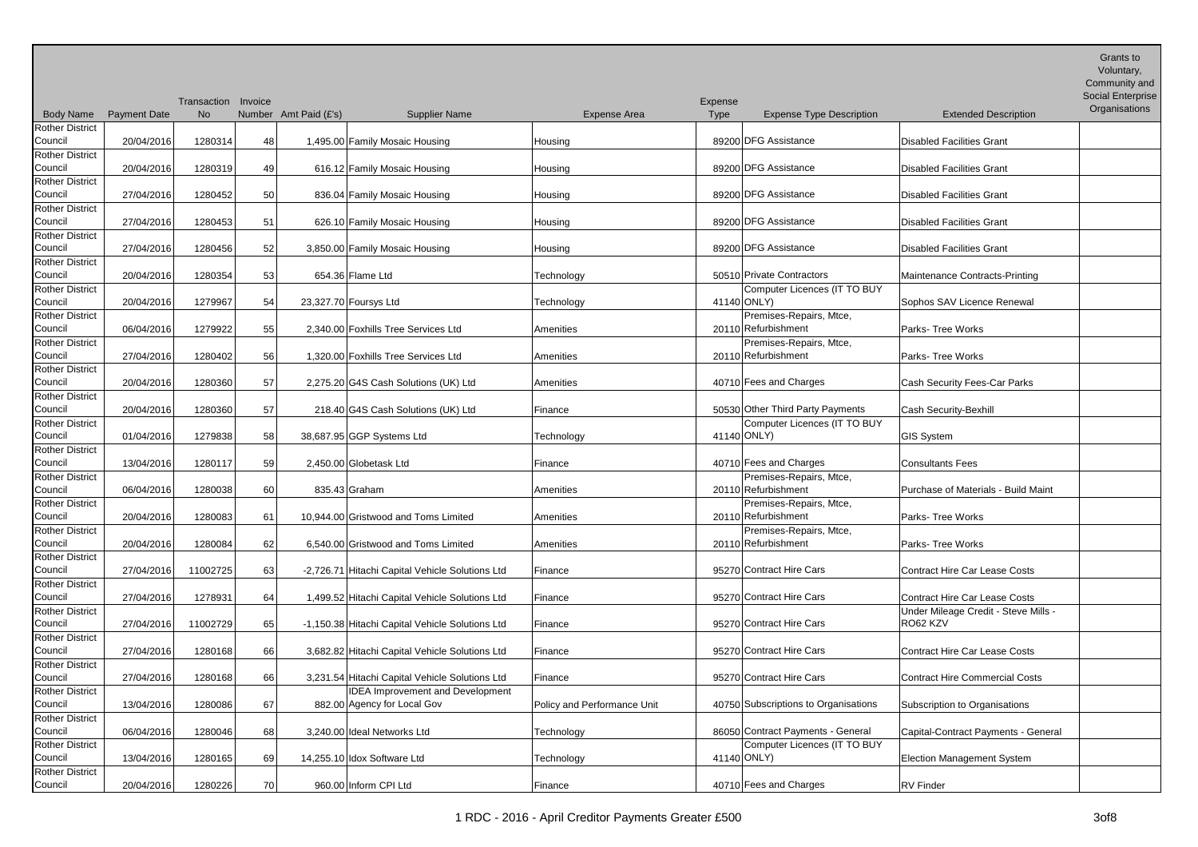| Body Name | Payment Date | Transaction No | Invoice Number | Amt Paid (£'s) | Supplier Name | Expense Area | Expense Type | Expense Type Description | Extended Description | Grants to Voluntary, Community and Social Enterprise Organisations |
|---|---|---|---|---|---|---|---|---|---|---|
| Rother District Council | 20/04/2016 | 1280314 | 48 | 1,495.00 | Family Mosaic Housing | Housing | 89200 | DFG Assistance | Disabled Facilities Grant | |
| Rother District Council | 20/04/2016 | 1280319 | 49 | 616.12 | Family Mosaic Housing | Housing | 89200 | DFG Assistance | Disabled Facilities Grant | |
| Rother District Council | 27/04/2016 | 1280452 | 50 | 836.04 | Family Mosaic Housing | Housing | 89200 | DFG Assistance | Disabled Facilities Grant | |
| Rother District Council | 27/04/2016 | 1280453 | 51 | 626.10 | Family Mosaic Housing | Housing | 89200 | DFG Assistance | Disabled Facilities Grant | |
| Rother District Council | 27/04/2016 | 1280456 | 52 | 3,850.00 | Family Mosaic Housing | Housing | 89200 | DFG Assistance | Disabled Facilities Grant | |
| Rother District Council | 20/04/2016 | 1280354 | 53 | 654.36 | Flame Ltd | Technology | 50510 | Private Contractors | Maintenance Contracts-Printing | |
| Rother District Council | 20/04/2016 | 1279967 | 54 | 23,327.70 | Foursys Ltd | Technology | 41140 | Computer Licences (IT TO BUY ONLY) | Sophos SAV Licence Renewal | |
| Rother District Council | 06/04/2016 | 1279922 | 55 | 2,340.00 | Foxhills Tree Services Ltd | Amenities | 20110 | Premises-Repairs, Mtce, Refurbishment | Parks- Tree Works | |
| Rother District Council | 27/04/2016 | 1280402 | 56 | 1,320.00 | Foxhills Tree Services Ltd | Amenities | 20110 | Premises-Repairs, Mtce, Refurbishment | Parks- Tree Works | |
| Rother District Council | 20/04/2016 | 1280360 | 57 | 2,275.20 | G4S Cash Solutions (UK) Ltd | Amenities | 40710 | Fees and Charges | Cash Security Fees-Car Parks | |
| Rother District Council | 20/04/2016 | 1280360 | 57 | 218.40 | G4S Cash Solutions (UK) Ltd | Finance | 50530 | Other Third Party Payments | Cash Security-Bexhill | |
| Rother District Council | 01/04/2016 | 1279838 | 58 | 38,687.95 | GGP Systems Ltd | Technology | 41140 | Computer Licences (IT TO BUY ONLY) | GIS System | |
| Rother District Council | 13/04/2016 | 1280117 | 59 | 2,450.00 | Globetask Ltd | Finance | 40710 | Fees and Charges | Consultants Fees | |
| Rother District Council | 06/04/2016 | 1280038 | 60 | 835.43 | Graham | Amenities | 20110 | Premises-Repairs, Mtce, Refurbishment | Purchase of Materials - Build Maint | |
| Rother District Council | 20/04/2016 | 1280083 | 61 | 10,944.00 | Gristwood and Toms Limited | Amenities | 20110 | Premises-Repairs, Mtce, Refurbishment | Parks- Tree Works | |
| Rother District Council | 20/04/2016 | 1280084 | 62 | 6,540.00 | Gristwood and Toms Limited | Amenities | 20110 | Premises-Repairs, Mtce, Refurbishment | Parks- Tree Works | |
| Rother District Council | 27/04/2016 | 11002725 | 63 | -2,726.71 | Hitachi Capital Vehicle Solutions Ltd | Finance | 95270 | Contract Hire Cars | Contract Hire Car Lease Costs | |
| Rother District Council | 27/04/2016 | 1278931 | 64 | 1,499.52 | Hitachi Capital Vehicle Solutions Ltd | Finance | 95270 | Contract Hire Cars | Contract Hire Car Lease Costs | |
| Rother District Council | 27/04/2016 | 11002729 | 65 | -1,150.38 | Hitachi Capital Vehicle Solutions Ltd | Finance | 95270 | Contract Hire Cars | Under Mileage Credit - Steve Mills - RO62 KZV | |
| Rother District Council | 27/04/2016 | 1280168 | 66 | 3,682.82 | Hitachi Capital Vehicle Solutions Ltd | Finance | 95270 | Contract Hire Cars | Contract Hire Car Lease Costs | |
| Rother District Council | 27/04/2016 | 1280168 | 66 | 3,231.54 | Hitachi Capital Vehicle Solutions Ltd | Finance | 95270 | Contract Hire Cars | Contract Hire Commercial Costs | |
| Rother District Council | 13/04/2016 | 1280086 | 67 | 882.00 | IDEA Improvement and Development Agency for Local Gov | Policy and Performance Unit | 40750 | Subscriptions to Organisations | Subscription to Organisations | |
| Rother District Council | 06/04/2016 | 1280046 | 68 | 3,240.00 | Ideal Networks Ltd | Technology | 86050 | Contract Payments - General | Capital-Contract Payments - General | |
| Rother District Council | 13/04/2016 | 1280165 | 69 | 14,255.10 | Idox Software Ltd | Technology | 41140 | Computer Licences (IT TO BUY ONLY) | Election Management System | |
| Rother District Council | 20/04/2016 | 1280226 | 70 | 960.00 | Inform CPI Ltd | Finance | 40710 | Fees and Charges | RV Finder | |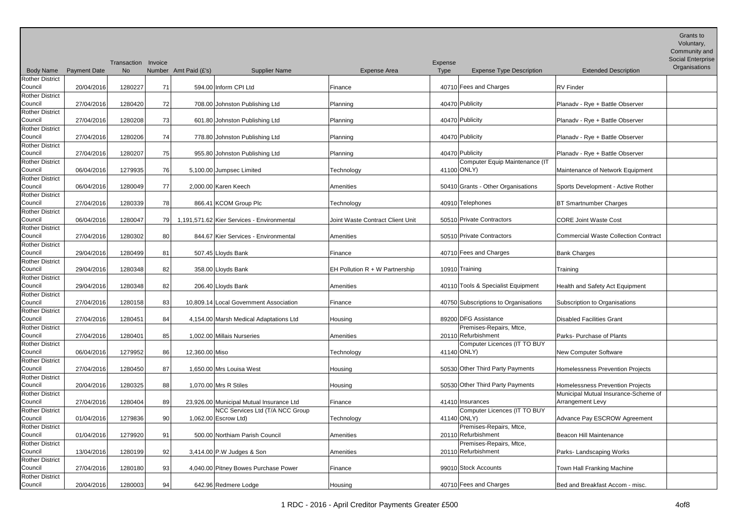| Body Name | Payment Date | Transaction No | Invoice Number | Amt Paid (£'s) | Supplier Name | Expense Area | Expense Type | Expense Type Description | Extended Description | Grants to Voluntary, Community and Social Enterprise Organisations |
|---|---|---|---|---|---|---|---|---|---|---|
| Rother District Council | 20/04/2016 | 1280227 | 71 | 594.00 | Inform CPI Ltd | Finance | 40710 | Fees and Charges | RV Finder | |
| Rother District Council | 27/04/2016 | 1280420 | 72 | 708.00 | Johnston Publishing Ltd | Planning | 40470 | Publicity | Planadv - Rye + Battle Observer | |
| Rother District Council | 27/04/2016 | 1280208 | 73 | 601.80 | Johnston Publishing Ltd | Planning | 40470 | Publicity | Planadv - Rye + Battle Observer | |
| Rother District Council | 27/04/2016 | 1280206 | 74 | 778.80 | Johnston Publishing Ltd | Planning | 40470 | Publicity | Planadv - Rye + Battle Observer | |
| Rother District Council | 27/04/2016 | 1280207 | 75 | 955.80 | Johnston Publishing Ltd | Planning | 40470 | Publicity | Planadv - Rye + Battle Observer | |
| Rother District Council | 06/04/2016 | 1279935 | 76 | 5,100.00 | Jumpsec Limited | Technology | 41100 | Computer Equip Maintenance (IT ONLY) | Maintenance of Network Equipment | |
| Rother District Council | 06/04/2016 | 1280049 | 77 | 2,000.00 | Karen Keech | Amenities | 50410 | Grants - Other Organisations | Sports Development - Active Rother | |
| Rother District Council | 27/04/2016 | 1280339 | 78 | 866.41 | KCOM Group Plc | Technology | 40910 | Telephones | BT Smartnumber Charges | |
| Rother District Council | 06/04/2016 | 1280047 | 79 | 1,191,571.62 | Kier Services - Environmental | Joint Waste Contract Client Unit | 50510 | Private Contractors | CORE Joint Waste Cost | |
| Rother District Council | 27/04/2016 | 1280302 | 80 | 844.67 | Kier Services - Environmental | Amenities | 50510 | Private Contractors | Commercial Waste Collection Contract | |
| Rother District Council | 29/04/2016 | 1280499 | 81 | 507.45 | Lloyds Bank | Finance | 40710 | Fees and Charges | Bank Charges | |
| Rother District Council | 29/04/2016 | 1280348 | 82 | 358.00 | Lloyds Bank | EH Pollution R + W Partnership | 10910 | Training | Training | |
| Rother District Council | 29/04/2016 | 1280348 | 82 | 206.40 | Lloyds Bank | Amenities | 40110 | Tools & Specialist Equipment | Health and Safety Act Equipment | |
| Rother District Council | 27/04/2016 | 1280158 | 83 | 10,809.14 | Local Government Association | Finance | 40750 | Subscriptions to Organisations | Subscription to Organisations | |
| Rother District Council | 27/04/2016 | 1280451 | 84 | 4,154.00 | Marsh Medical Adaptations Ltd | Housing | 89200 | DFG Assistance | Disabled Facilities Grant | |
| Rother District Council | 27/04/2016 | 1280401 | 85 | 1,002.00 | Millais Nurseries | Amenities | 20110 | Premises-Repairs, Mtce, Refurbishment | Parks- Purchase of Plants | |
| Rother District Council | 06/04/2016 | 1279952 | 86 | 12,360.00 | Miso | Technology | 41140 | Computer Licences (IT TO BUY ONLY) | New Computer Software | |
| Rother District Council | 27/04/2016 | 1280450 | 87 | 1,650.00 | Mrs Louisa West | Housing | 50530 | Other Third Party Payments | Homelessness Prevention Projects | |
| Rother District Council | 20/04/2016 | 1280325 | 88 | 1,070.00 | Mrs R Stiles | Housing | 50530 | Other Third Party Payments | Homelessness Prevention Projects | |
| Rother District Council | 27/04/2016 | 1280404 | 89 | 23,926.00 | Municipal Mutual Insurance Ltd | Finance | 41410 | Insurances | Municipal Mutual Insurance-Scheme of Arrangement Levy | |
| Rother District Council | 01/04/2016 | 1279836 | 90 | 1,062.00 | NCC Services Ltd (T/A NCC Group Escrow Ltd) | Technology | 41140 | Computer Licences (IT TO BUY ONLY) | Advance Pay ESCROW Agreement | |
| Rother District Council | 01/04/2016 | 1279920 | 91 | 500.00 | Northiam Parish Council | Amenities | 20110 | Premises-Repairs, Mtce, Refurbishment | Beacon Hill Maintenance | |
| Rother District Council | 13/04/2016 | 1280199 | 92 | 3,414.00 | P.W Judges & Son | Amenities | 20110 | Premises-Repairs, Mtce, Refurbishment | Parks- Landscaping Works | |
| Rother District Council | 27/04/2016 | 1280180 | 93 | 4,040.00 | Pitney Bowes Purchase Power | Finance | 99010 | Stock Accounts | Town Hall Franking Machine | |
| Rother District Council | 20/04/2016 | 1280003 | 94 | 642.96 | Redmere Lodge | Housing | 40710 | Fees and Charges | Bed and Breakfast Accom - misc. | |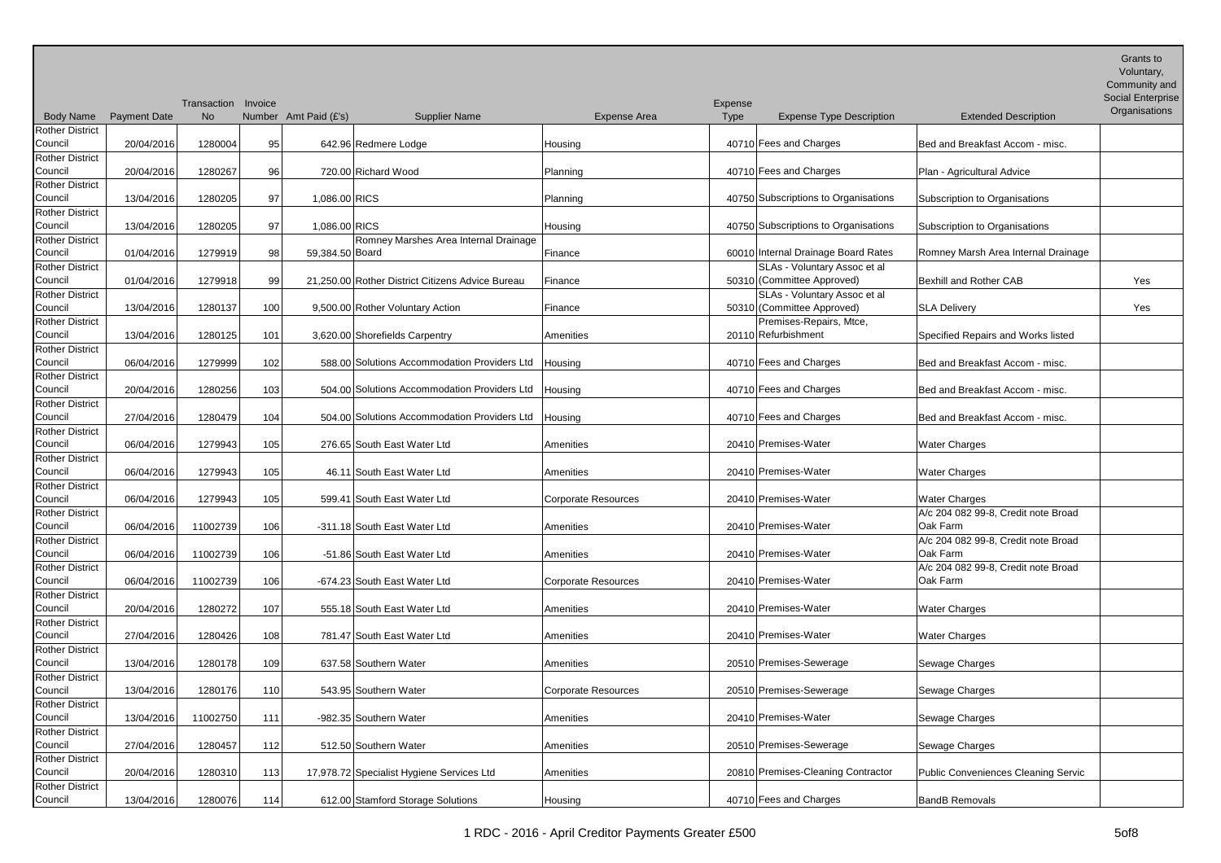| Body Name | Payment Date | Transaction No | Invoice Number | Amt Paid (£'s) | Supplier Name | Expense Area | Expense Type | Expense Type Description | Extended Description | Grants to Voluntary, Community and Social Enterprise Organisations |
|---|---|---|---|---|---|---|---|---|---|---|
| Rother District Council | 20/04/2016 | 1280004 | 95 | 642.96 | Redmere Lodge | Housing | 40710 | Fees and Charges | Bed and Breakfast Accom - misc. | |
| Rother District Council | 20/04/2016 | 1280267 | 96 | 720.00 | Richard Wood | Planning | 40710 | Fees and Charges | Plan - Agricultural Advice | |
| Rother District Council | 13/04/2016 | 1280205 | 97 | 1,086.00 | RICS | Planning | 40750 | Subscriptions to Organisations | Subscription to Organisations | |
| Rother District Council | 13/04/2016 | 1280205 | 97 | 1,086.00 | RICS | Housing | 40750 | Subscriptions to Organisations | Subscription to Organisations | |
| Rother District Council | 01/04/2016 | 1279919 | 98 | 59,384.50 | Romney Marshes Area Internal Drainage Board | Finance | 60010 | Internal Drainage Board Rates | Romney Marsh Area Internal Drainage | |
| Rother District Council | 01/04/2016 | 1279918 | 99 | 21,250.00 | Rother District Citizens Advice Bureau | Finance | 50310 | SLAs - Voluntary Assoc et al (Committee Approved) | Bexhill and Rother CAB | Yes |
| Rother District Council | 13/04/2016 | 1280137 | 100 | 9,500.00 | Rother Voluntary Action | Finance | 50310 | SLAs - Voluntary Assoc et al (Committee Approved) | SLA Delivery | Yes |
| Rother District Council | 13/04/2016 | 1280125 | 101 | 3,620.00 | Shorefields Carpentry | Amenities | 20110 | Premises-Repairs, Mtce, Refurbishment | Specified Repairs and Works listed | |
| Rother District Council | 06/04/2016 | 1279999 | 102 | 588.00 | Solutions Accommodation Providers Ltd | Housing | 40710 | Fees and Charges | Bed and Breakfast Accom - misc. | |
| Rother District Council | 20/04/2016 | 1280256 | 103 | 504.00 | Solutions Accommodation Providers Ltd | Housing | 40710 | Fees and Charges | Bed and Breakfast Accom - misc. | |
| Rother District Council | 27/04/2016 | 1280479 | 104 | 504.00 | Solutions Accommodation Providers Ltd | Housing | 40710 | Fees and Charges | Bed and Breakfast Accom - misc. | |
| Rother District Council | 06/04/2016 | 1279943 | 105 | 276.65 | South East Water Ltd | Amenities | 20410 | Premises-Water | Water Charges | |
| Rother District Council | 06/04/2016 | 1279943 | 105 | 46.11 | South East Water Ltd | Amenities | 20410 | Premises-Water | Water Charges | |
| Rother District Council | 06/04/2016 | 1279943 | 105 | 599.41 | South East Water Ltd | Corporate Resources | 20410 | Premises-Water | Water Charges | |
| Rother District Council | 06/04/2016 | 11002739 | 106 | -311.18 | South East Water Ltd | Amenities | 20410 | Premises-Water | A/c 204 082 99-8, Credit note Broad Oak Farm | |
| Rother District Council | 06/04/2016 | 11002739 | 106 | -51.86 | South East Water Ltd | Amenities | 20410 | Premises-Water | A/c 204 082 99-8, Credit note Broad Oak Farm | |
| Rother District Council | 06/04/2016 | 11002739 | 106 | -674.23 | South East Water Ltd | Corporate Resources | 20410 | Premises-Water | A/c 204 082 99-8, Credit note Broad Oak Farm | |
| Rother District Council | 20/04/2016 | 1280272 | 107 | 555.18 | South East Water Ltd | Amenities | 20410 | Premises-Water | Water Charges | |
| Rother District Council | 27/04/2016 | 1280426 | 108 | 781.47 | South East Water Ltd | Amenities | 20410 | Premises-Water | Water Charges | |
| Rother District Council | 13/04/2016 | 1280178 | 109 | 637.58 | Southern Water | Amenities | 20510 | Premises-Sewerage | Sewage Charges | |
| Rother District Council | 13/04/2016 | 1280176 | 110 | 543.95 | Southern Water | Corporate Resources | 20510 | Premises-Sewerage | Sewage Charges | |
| Rother District Council | 13/04/2016 | 11002750 | 111 | -982.35 | Southern Water | Amenities | 20410 | Premises-Water | Sewage Charges | |
| Rother District Council | 27/04/2016 | 1280457 | 112 | 512.50 | Southern Water | Amenities | 20510 | Premises-Sewerage | Sewage Charges | |
| Rother District Council | 20/04/2016 | 1280310 | 113 | 17,978.72 | Specialist Hygiene Services Ltd | Amenities | 20810 | Premises-Cleaning Contractor | Public Conveniences Cleaning Servic | |
| Rother District Council | 13/04/2016 | 1280076 | 114 | 612.00 | Stamford Storage Solutions | Housing | 40710 | Fees and Charges | BandB Removals | |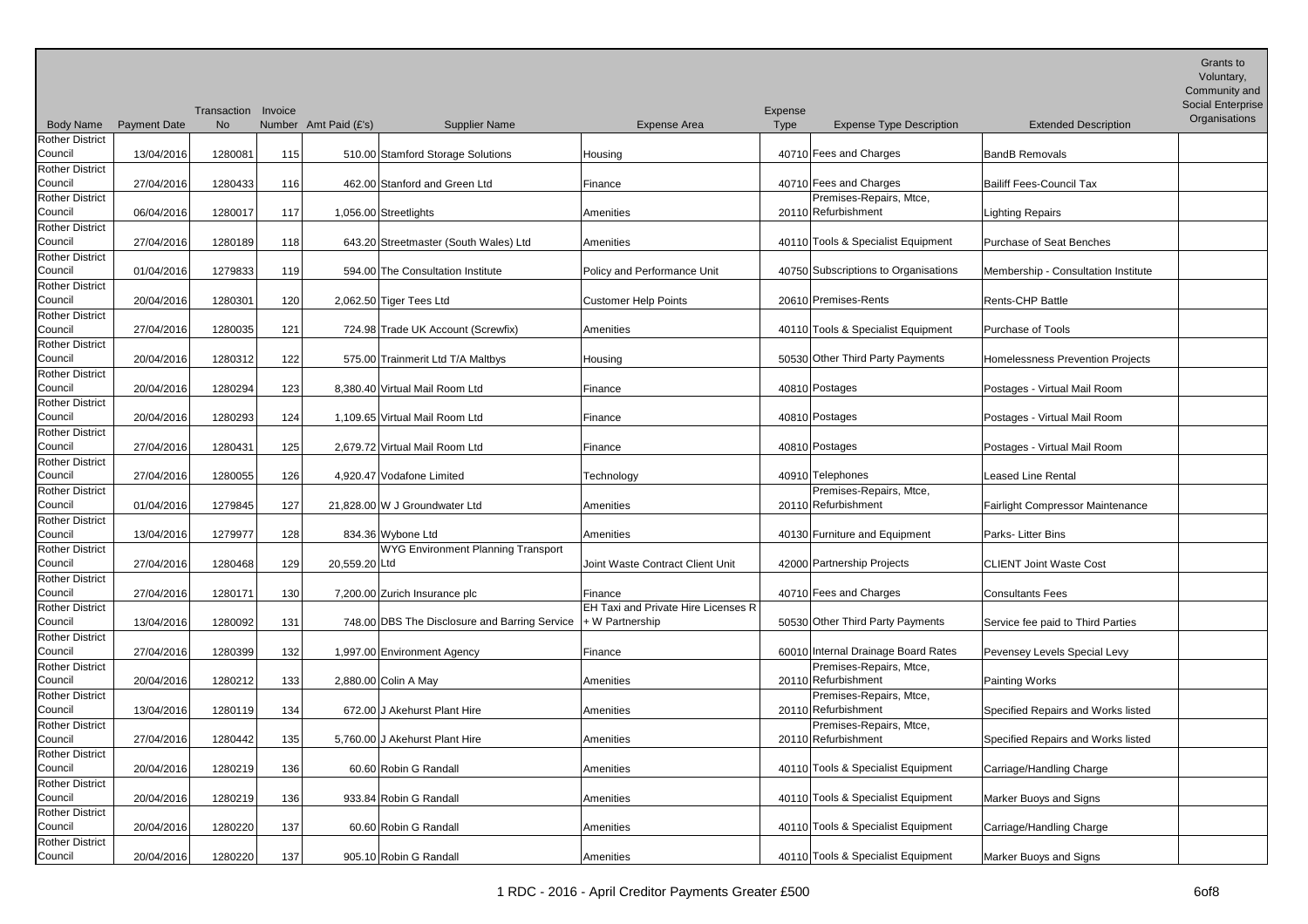| Body Name | Payment Date | Transaction No | Invoice Number | Amt Paid (£'s) | Supplier Name | Expense Area | Expense Type | Expense Type Description | Extended Description | Grants to Voluntary, Community and Social Enterprise Organisations |
|---|---|---|---|---|---|---|---|---|---|---|
| Rother District Council | 13/04/2016 | 1280081 | 115 | 510.00 | Stamford Storage Solutions | Housing | 40710 | Fees and Charges | BandB Removals | |
| Rother District Council | 27/04/2016 | 1280433 | 116 | 462.00 | Stanford and Green Ltd | Finance | 40710 | Fees and Charges | Bailiff Fees-Council Tax | |
| Rother District Council | 06/04/2016 | 1280017 | 117 | 1,056.00 | Streetlights | Amenities | 20110 | Premises-Repairs, Mtce, Refurbishment | Lighting Repairs | |
| Rother District Council | 27/04/2016 | 1280189 | 118 | 643.20 | Streetmaster (South Wales) Ltd | Amenities | 40110 | Tools & Specialist Equipment | Purchase of Seat Benches | |
| Rother District Council | 01/04/2016 | 1279833 | 119 | 594.00 | The Consultation Institute | Policy and Performance Unit | 40750 | Subscriptions to Organisations | Membership - Consultation Institute | |
| Rother District Council | 20/04/2016 | 1280301 | 120 | 2,062.50 | Tiger Tees Ltd | Customer Help Points | 20610 | Premises-Rents | Rents-CHP Battle | |
| Rother District Council | 27/04/2016 | 1280035 | 121 | 724.98 | Trade UK Account (Screwfix) | Amenities | 40110 | Tools & Specialist Equipment | Purchase of Tools | |
| Rother District Council | 20/04/2016 | 1280312 | 122 | 575.00 | Trainmerit Ltd T/A Maltbys | Housing | 50530 | Other Third Party Payments | Homelessness Prevention Projects | |
| Rother District Council | 20/04/2016 | 1280294 | 123 | 8,380.40 | Virtual Mail Room Ltd | Finance | 40810 | Postages | Postages - Virtual Mail Room | |
| Rother District Council | 20/04/2016 | 1280293 | 124 | 1,109.65 | Virtual Mail Room Ltd | Finance | 40810 | Postages | Postages - Virtual Mail Room | |
| Rother District Council | 27/04/2016 | 1280431 | 125 | 2,679.72 | Virtual Mail Room Ltd | Finance | 40810 | Postages | Postages - Virtual Mail Room | |
| Rother District Council | 27/04/2016 | 1280055 | 126 | 4,920.47 | Vodafone Limited | Technology | 40910 | Telephones | Leased Line Rental | |
| Rother District Council | 01/04/2016 | 1279845 | 127 | 21,828.00 | W J Groundwater Ltd | Amenities | 20110 | Premises-Repairs, Mtce, Refurbishment | Fairlight Compressor Maintenance | |
| Rother District Council | 13/04/2016 | 1279977 | 128 | 834.36 | Wybone Ltd | Amenities | 40130 | Furniture and Equipment | Parks- Litter Bins | |
| Rother District Council | 27/04/2016 | 1280468 | 129 | 20,559.20 | WYG Environment Planning Transport Ltd | Joint Waste Contract Client Unit | 42000 | Partnership Projects | CLIENT Joint Waste Cost | |
| Rother District Council | 27/04/2016 | 1280171 | 130 | 7,200.00 | Zurich Insurance plc | Finance | 40710 | Fees and Charges | Consultants Fees | |
| Rother District Council | 13/04/2016 | 1280092 | 131 | 748.00 | DBS The Disclosure and Barring Service | EH Taxi and Private Hire Licenses R + W Partnership | 50530 | Other Third Party Payments | Service fee paid to Third Parties | |
| Rother District Council | 27/04/2016 | 1280399 | 132 | 1,997.00 | Environment Agency | Finance | 60010 | Internal Drainage Board Rates | Pevensey Levels Special Levy | |
| Rother District Council | 20/04/2016 | 1280212 | 133 | 2,880.00 | Colin A May | Amenities | 20110 | Premises-Repairs, Mtce, Refurbishment | Painting Works | |
| Rother District Council | 13/04/2016 | 1280119 | 134 | 672.00 | J Akehurst Plant Hire | Amenities | 20110 | Premises-Repairs, Mtce, Refurbishment | Specified Repairs and Works listed | |
| Rother District Council | 27/04/2016 | 1280442 | 135 | 5,760.00 | J Akehurst Plant Hire | Amenities | 20110 | Premises-Repairs, Mtce, Refurbishment | Specified Repairs and Works listed | |
| Rother District Council | 20/04/2016 | 1280219 | 136 | 60.60 | Robin G Randall | Amenities | 40110 | Tools & Specialist Equipment | Carriage/Handling Charge | |
| Rother District Council | 20/04/2016 | 1280219 | 136 | 933.84 | Robin G Randall | Amenities | 40110 | Tools & Specialist Equipment | Marker Buoys and Signs | |
| Rother District Council | 20/04/2016 | 1280220 | 137 | 60.60 | Robin G Randall | Amenities | 40110 | Tools & Specialist Equipment | Carriage/Handling Charge | |
| Rother District Council | 20/04/2016 | 1280220 | 137 | 905.10 | Robin G Randall | Amenities | 40110 | Tools & Specialist Equipment | Marker Buoys and Signs | |

1 RDC - 2016 - April Creditor Payments Greater £500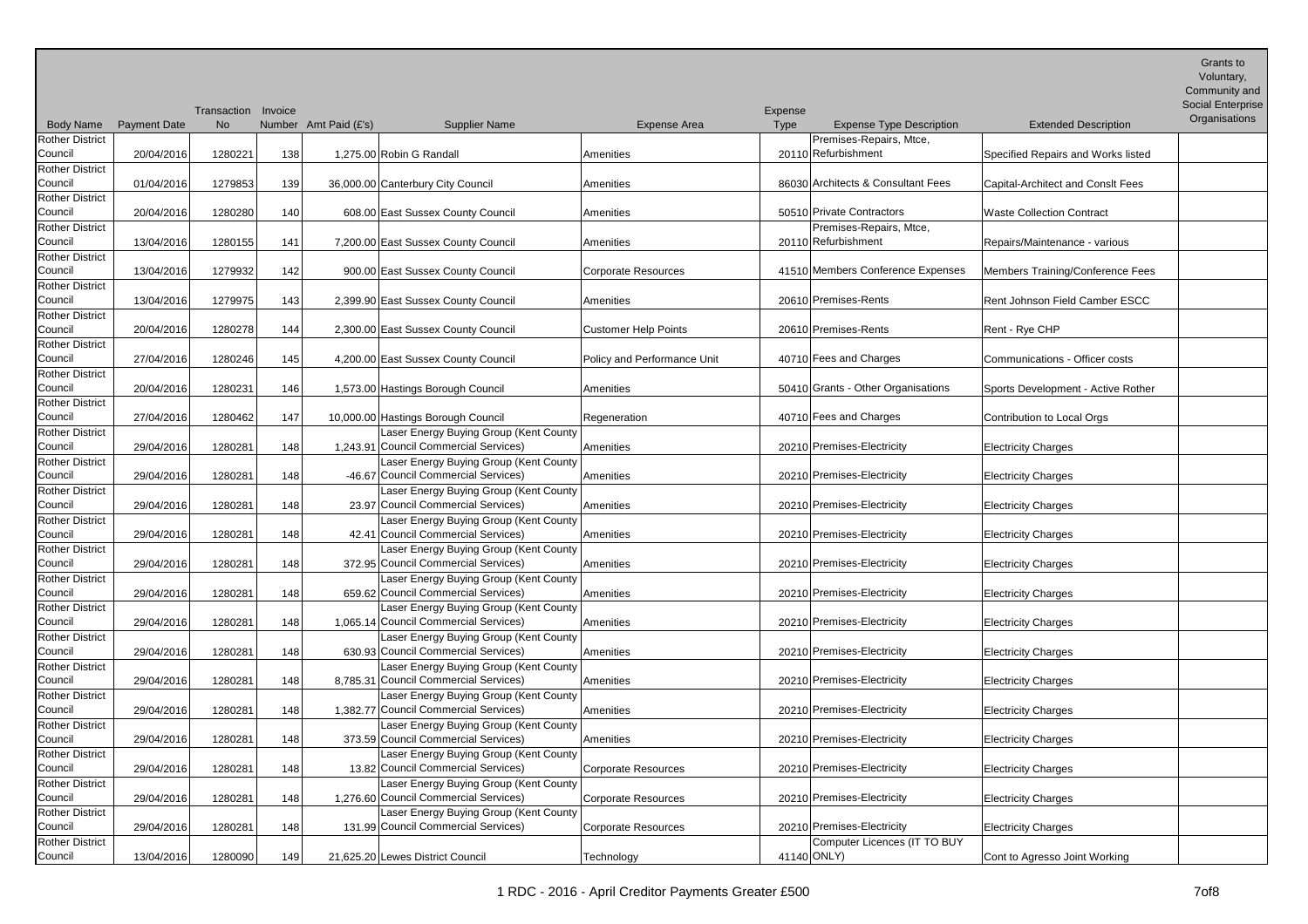| Body Name | Payment Date | Transaction No | Invoice Number | Amt Paid (£'s) | Supplier Name | Expense Area | Expense Type | Expense Type Description | Extended Description | Grants to Voluntary, Community and Social Enterprise Organisations |
|---|---|---|---|---|---|---|---|---|---|---|
| Rother District Council | 20/04/2016 | 1280221 | 138 | 1,275.00 | Robin G Randall | Amenities | 20110 | Premises-Repairs, Mtce, Refurbishment | Specified Repairs and Works listed | |
| Rother District Council | 01/04/2016 | 1279853 | 139 | 36,000.00 | Canterbury City Council | Amenities | 86030 | Architects & Consultant Fees | Capital-Architect and Conslt Fees | |
| Rother District Council | 20/04/2016 | 1280280 | 140 | 608.00 | East Sussex County Council | Amenities | 50510 | Private Contractors | Waste Collection Contract | |
| Rother District Council | 13/04/2016 | 1280155 | 141 | 7,200.00 | East Sussex County Council | Amenities | 20110 | Premises-Repairs, Mtce, Refurbishment | Repairs/Maintenance - various | |
| Rother District Council | 13/04/2016 | 1279932 | 142 | 900.00 | East Sussex County Council | Corporate Resources | 41510 | Members Conference Expenses | Members Training/Conference Fees | |
| Rother District Council | 13/04/2016 | 1279975 | 143 | 2,399.90 | East Sussex County Council | Amenities | 20610 | Premises-Rents | Rent Johnson Field Camber ESCC | |
| Rother District Council | 20/04/2016 | 1280278 | 144 | 2,300.00 | East Sussex County Council | Customer Help Points | 20610 | Premises-Rents | Rent - Rye CHP | |
| Rother District Council | 27/04/2016 | 1280246 | 145 | 4,200.00 | East Sussex County Council | Policy and Performance Unit | 40710 | Fees and Charges | Communications - Officer costs | |
| Rother District Council | 20/04/2016 | 1280231 | 146 | 1,573.00 | Hastings Borough Council | Amenities | 50410 | Grants - Other Organisations | Sports Development - Active Rother | |
| Rother District Council | 27/04/2016 | 1280462 | 147 | 10,000.00 | Hastings Borough Council | Regeneration | 40710 | Fees and Charges | Contribution to Local Orgs | |
| Rother District Council | 29/04/2016 | 1280281 | 148 | 1,243.91 | Laser Energy Buying Group (Kent County Council Commercial Services) | Amenities | 20210 | Premises-Electricity | Electricity Charges | |
| Rother District Council | 29/04/2016 | 1280281 | 148 | -46.67 | Laser Energy Buying Group (Kent County Council Commercial Services) | Amenities | 20210 | Premises-Electricity | Electricity Charges | |
| Rother District Council | 29/04/2016 | 1280281 | 148 | 23.97 | Laser Energy Buying Group (Kent County Council Commercial Services) | Amenities | 20210 | Premises-Electricity | Electricity Charges | |
| Rother District Council | 29/04/2016 | 1280281 | 148 | 42.41 | Laser Energy Buying Group (Kent County Council Commercial Services) | Amenities | 20210 | Premises-Electricity | Electricity Charges | |
| Rother District Council | 29/04/2016 | 1280281 | 148 | 372.95 | Laser Energy Buying Group (Kent County Council Commercial Services) | Amenities | 20210 | Premises-Electricity | Electricity Charges | |
| Rother District Council | 29/04/2016 | 1280281 | 148 | 659.62 | Laser Energy Buying Group (Kent County Council Commercial Services) | Amenities | 20210 | Premises-Electricity | Electricity Charges | |
| Rother District Council | 29/04/2016 | 1280281 | 148 | 1,065.14 | Laser Energy Buying Group (Kent County Council Commercial Services) | Amenities | 20210 | Premises-Electricity | Electricity Charges | |
| Rother District Council | 29/04/2016 | 1280281 | 148 | 630.93 | Laser Energy Buying Group (Kent County Council Commercial Services) | Amenities | 20210 | Premises-Electricity | Electricity Charges | |
| Rother District Council | 29/04/2016 | 1280281 | 148 | 8,785.31 | Laser Energy Buying Group (Kent County Council Commercial Services) | Amenities | 20210 | Premises-Electricity | Electricity Charges | |
| Rother District Council | 29/04/2016 | 1280281 | 148 | 1,382.77 | Laser Energy Buying Group (Kent County Council Commercial Services) | Amenities | 20210 | Premises-Electricity | Electricity Charges | |
| Rother District Council | 29/04/2016 | 1280281 | 148 | 373.59 | Laser Energy Buying Group (Kent County Council Commercial Services) | Amenities | 20210 | Premises-Electricity | Electricity Charges | |
| Rother District Council | 29/04/2016 | 1280281 | 148 | 13.82 | Laser Energy Buying Group (Kent County Council Commercial Services) | Corporate Resources | 20210 | Premises-Electricity | Electricity Charges | |
| Rother District Council | 29/04/2016 | 1280281 | 148 | 1,276.60 | Laser Energy Buying Group (Kent County Council Commercial Services) | Corporate Resources | 20210 | Premises-Electricity | Electricity Charges | |
| Rother District Council | 29/04/2016 | 1280281 | 148 | 131.99 | Laser Energy Buying Group (Kent County Council Commercial Services) | Corporate Resources | 20210 | Premises-Electricity | Electricity Charges | |
| Rother District Council | 13/04/2016 | 1280090 | 149 | 21,625.20 | Lewes District Council | Technology | 41140 | Computer Licences (IT TO BUY ONLY) | Cont to Agresso Joint Working | |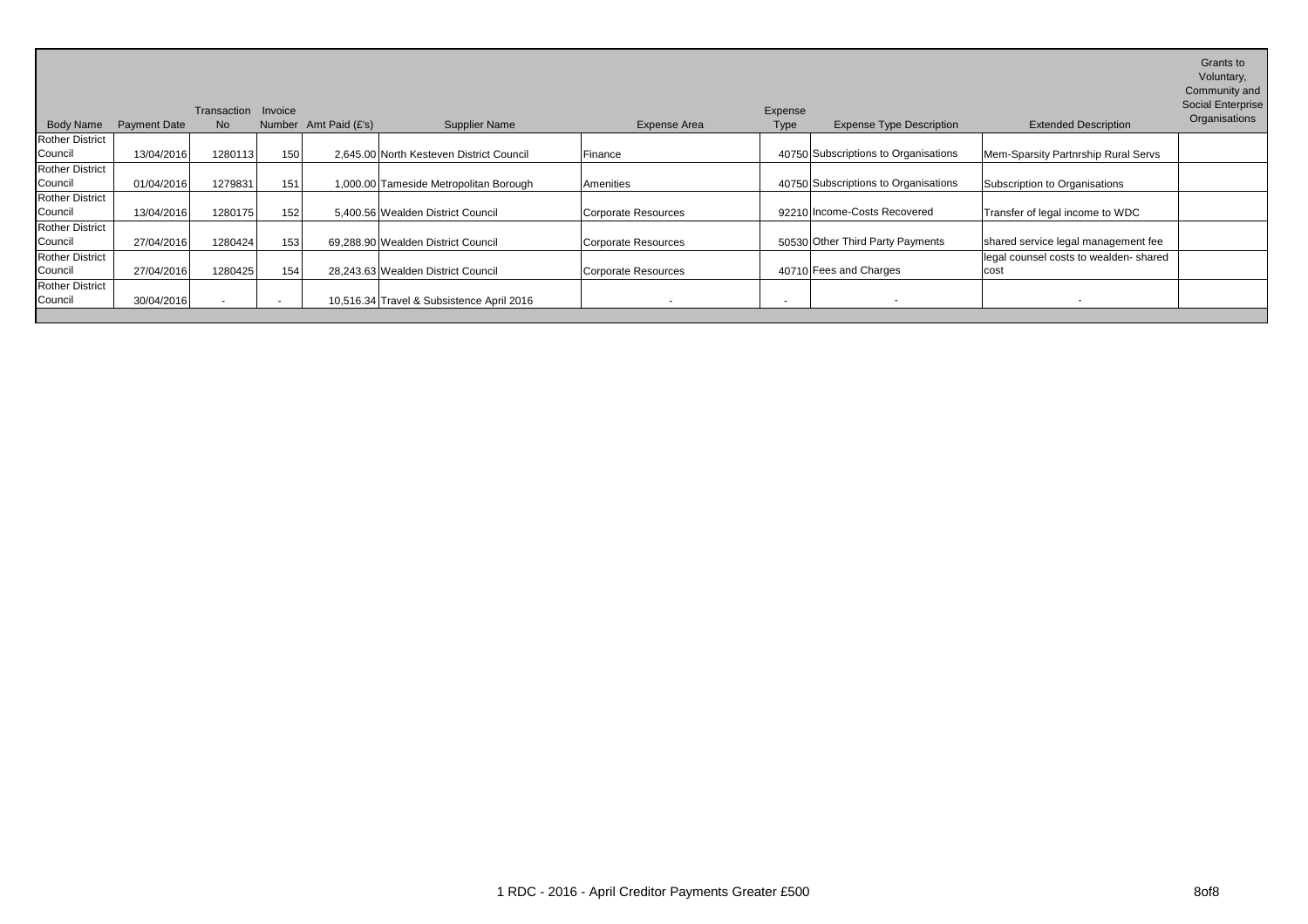| Body Name | Payment Date | Transaction No | Invoice Number | Amt Paid (£'s) | Supplier Name | Expense Area | Expense Type | Expense Type Description | Extended Description | Grants to Voluntary, Community and Social Enterprise Organisations |
|---|---|---|---|---|---|---|---|---|---|---|
| Rother District Council | 13/04/2016 | 1280113 | 150 | 2,645.00 | North Kesteven District Council | Finance | 40750 | Subscriptions to Organisations | Mem-Sparsity Partnrship Rural Servs | |
| Rother District Council | 01/04/2016 | 1279831 | 151 | 1,000.00 | Tameside Metropolitan Borough | Amenities | 40750 | Subscriptions to Organisations | Subscription to Organisations | |
| Rother District Council | 13/04/2016 | 1280175 | 152 | 5,400.56 | Wealden District Council | Corporate Resources | 92210 | Income-Costs Recovered | Transfer of legal income to WDC | |
| Rother District Council | 27/04/2016 | 1280424 | 153 | 69,288.90 | Wealden District Council | Corporate Resources | 50530 | Other Third Party Payments | shared service legal management fee | |
| Rother District Council | 27/04/2016 | 1280425 | 154 | 28,243.63 | Wealden District Council | Corporate Resources | 40710 | Fees and Charges | legal counsel costs to wealden- shared cost | |
| Rother District Council | 30/04/2016 | - | - | 10,516.34 | Travel & Subsistence April 2016 | - | - | - | - | |

1 RDC - 2016 - April Creditor Payments Greater £500